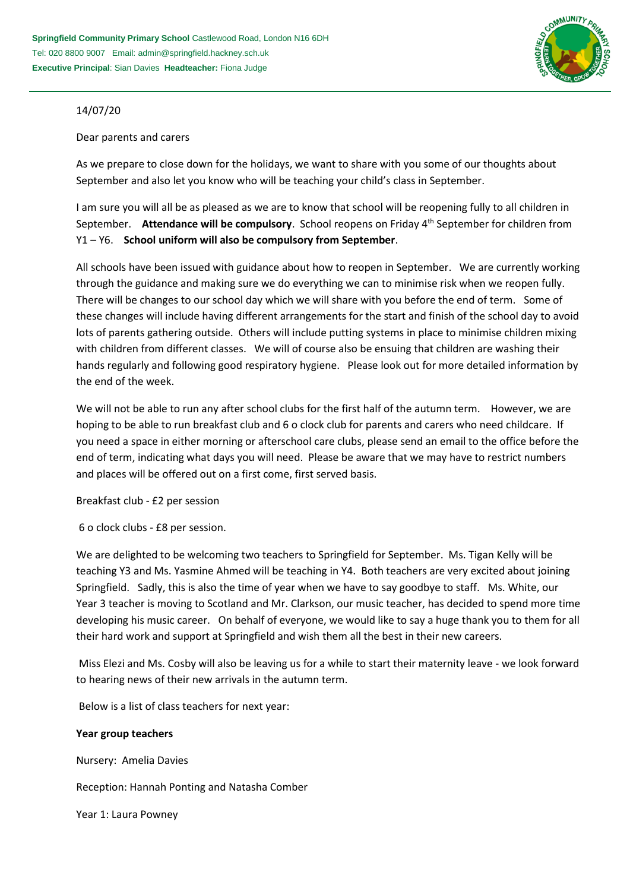**Springfield Community Primary School** Castlewood Road, London N16 6DH
Tel: 020 8800 9007 Email: admin@springfield.hackney.sch.uk
**Executive Principal**: Sian Davies **Headteacher:** Fiona Judge

14/07/20

Dear parents and carers

As we prepare to close down for the holidays, we want to share with you some of our thoughts about September and also let you know who will be teaching your child's class in September.

I am sure you will all be as pleased as we are to know that school will be reopening fully to all children in September. **Attendance will be compulsory**. School reopens on Friday 4th September for children from Y1 – Y6. **School uniform will also be compulsory from September**.

All schools have been issued with guidance about how to reopen in September. We are currently working through the guidance and making sure we do everything we can to minimise risk when we reopen fully. There will be changes to our school day which we will share with you before the end of term. Some of these changes will include having different arrangements for the start and finish of the school day to avoid lots of parents gathering outside. Others will include putting systems in place to minimise children mixing with children from different classes. We will of course also be ensuing that children are washing their hands regularly and following good respiratory hygiene. Please look out for more detailed information by the end of the week.

We will not be able to run any after school clubs for the first half of the autumn term. However, we are hoping to be able to run breakfast club and 6 o clock club for parents and carers who need childcare. If you need a space in either morning or afterschool care clubs, please send an email to the office before the end of term, indicating what days you will need. Please be aware that we may have to restrict numbers and places will be offered out on a first come, first served basis.

Breakfast club - £2 per session

6 o clock clubs - £8 per session.

We are delighted to be welcoming two teachers to Springfield for September. Ms. Tigan Kelly will be teaching Y3 and Ms. Yasmine Ahmed will be teaching in Y4. Both teachers are very excited about joining Springfield. Sadly, this is also the time of year when we have to say goodbye to staff. Ms. White, our Year 3 teacher is moving to Scotland and Mr. Clarkson, our music teacher, has decided to spend more time developing his music career. On behalf of everyone, we would like to say a huge thank you to them for all their hard work and support at Springfield and wish them all the best in their new careers.

Miss Elezi and Ms. Cosby will also be leaving us for a while to start their maternity leave - we look forward to hearing news of their new arrivals in the autumn term.

Below is a list of class teachers for next year:

**Year group teachers**

Nursery: Amelia Davies

Reception: Hannah Ponting and Natasha Comber

Year 1: Laura Powney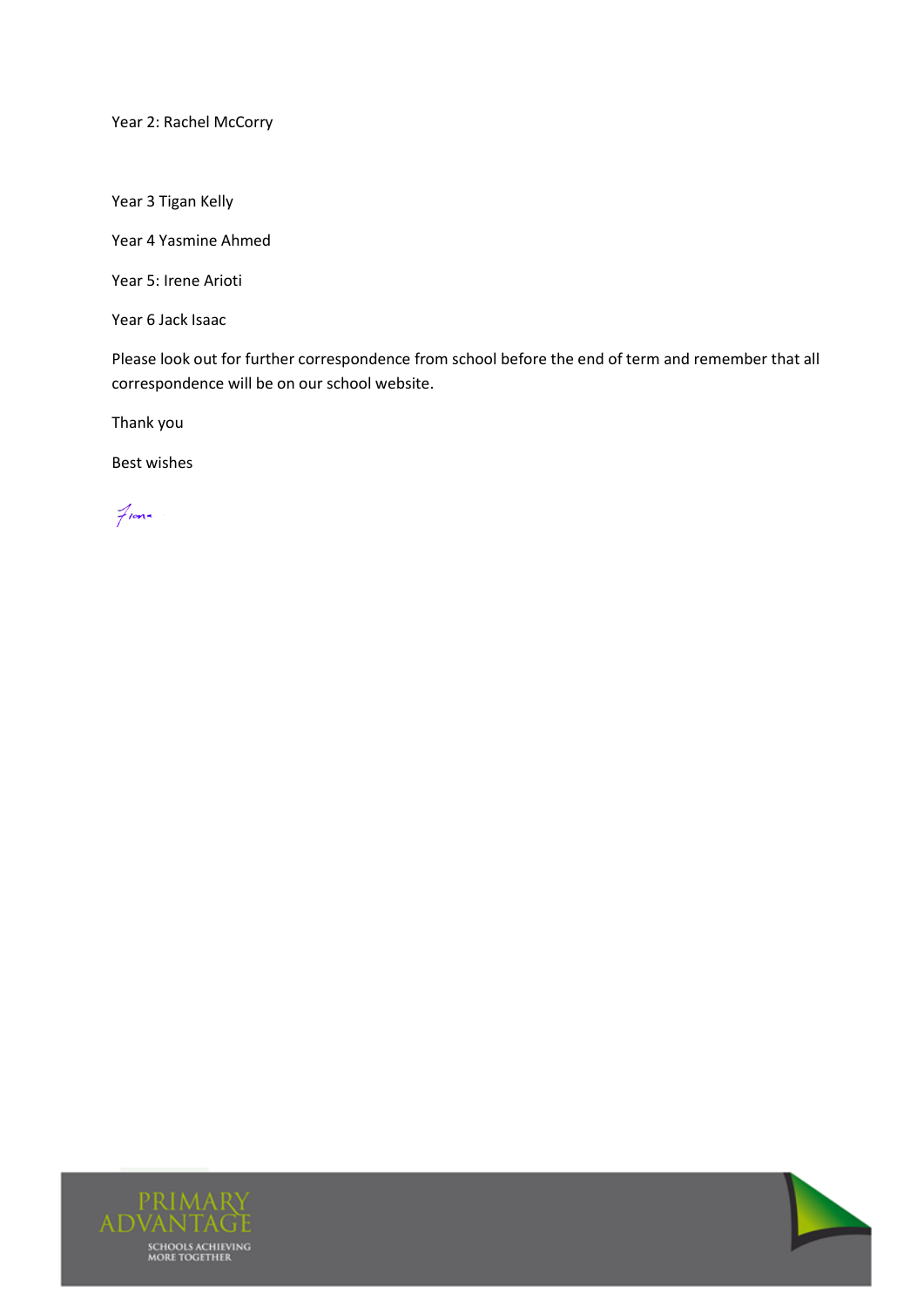Year 2: Rachel McCorry

Year 3 Tigan Kelly

Year 4 Yasmine Ahmed

Year 5: Irene Arioti

Year 6 Jack Isaac

Please look out for further correspondence from school before the end of term and remember that all correspondence will be on our school website.

Thank you

Best wishes

Fiona